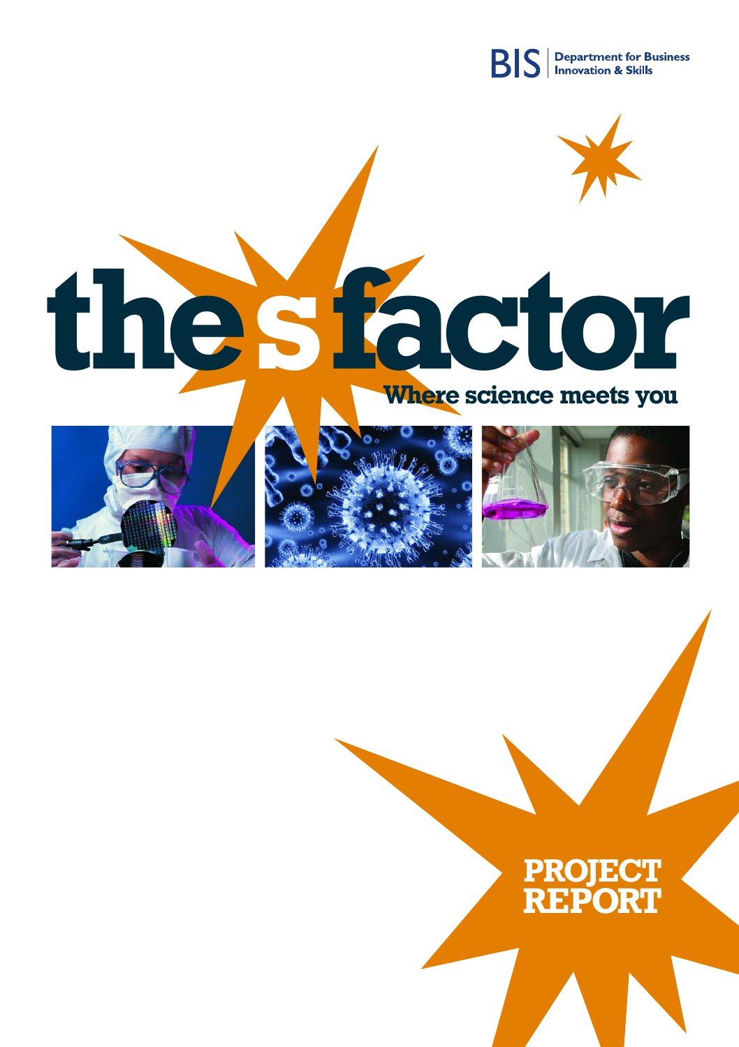BIS | Department for Business Innovation & Skills

# the s factor

## Where science meets you

**PROJECT REPORT**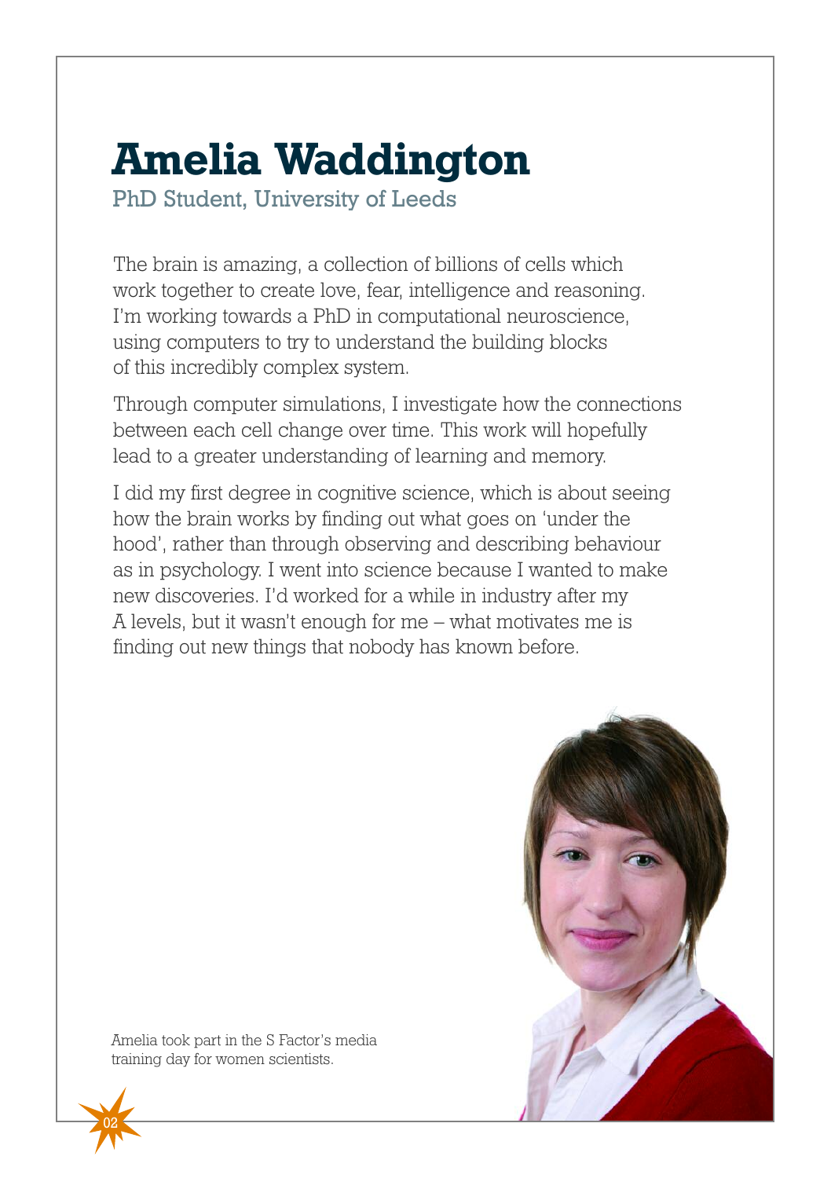# Amelia Waddington

PhD Student, University of Leeds

The brain is amazing, a collection of billions of cells which work together to create love, fear, intelligence and reasoning. I'm working towards a PhD in computational neuroscience, using computers to try to understand the building blocks of this incredibly complex system.

Through computer simulations, I investigate how the connections between each cell change over time. This work will hopefully lead to a greater understanding of learning and memory.

I did my first degree in cognitive science, which is about seeing how the brain works by finding out what goes on 'under the hood', rather than through observing and describing behaviour as in psychology. I went into science because I wanted to make new discoveries. I'd worked for a while in industry after my A levels, but it wasn't enough for me – what motivates me is finding out new things that nobody has known before.

Amelia took part in the S Factor's media training day for women scientists.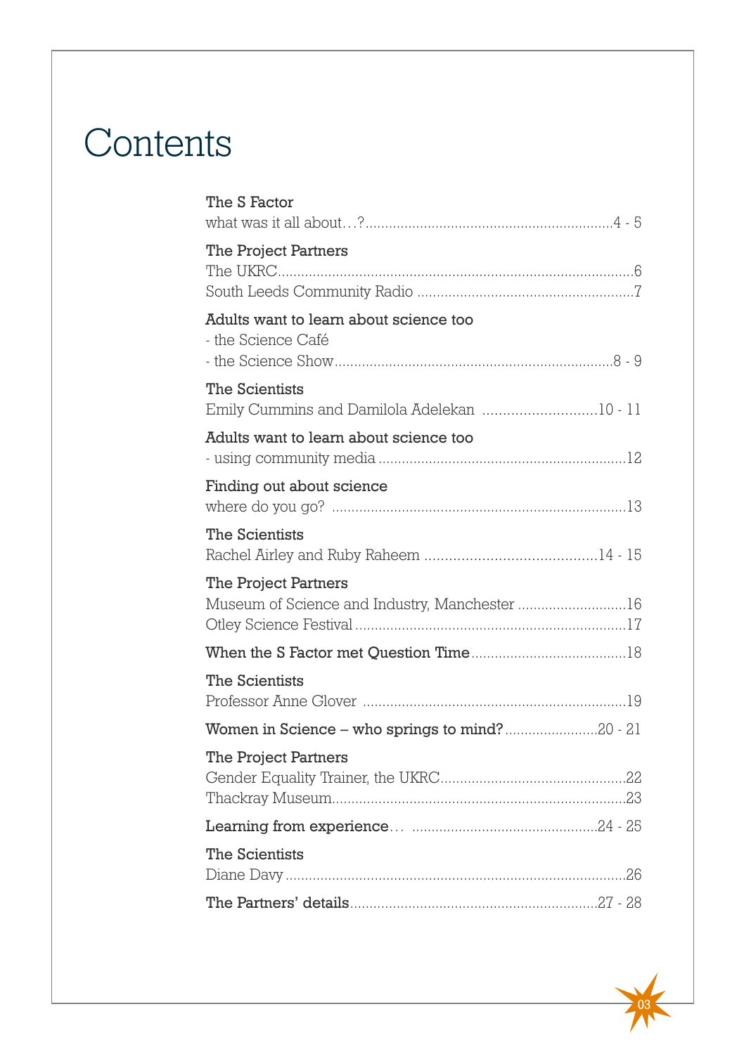# Contents

**The S Factor**
what was it all about…?....................................................................4 - 5

**The Project Partners**
The UKRC..........................................................................................6
South Leeds Community Radio .......................................................7

**Adults want to learn about science too**
- the Science Café
- the Science Show.......................................................................8 - 9

**The Scientists**
Emily Cummins and Damilola Adelekan ...........................10 - 11

**Adults want to learn about science too**
- using community media ................................................................12

**Finding out about science**
where do you go? ...........................................................................13

**The Scientists**
Rachel Airley and Ruby Raheem ........................................14 - 15

**The Project Partners**
Museum of Science and Industry, Manchester ............................16
Otley Science Festival .....................................................................17

**When the S Factor met Question Time**........................................18

**The Scientists**
Professor Anne Glover ....................................................................19

**Women in Science – who springs to mind?**.......................20 - 21

**The Project Partners**
Gender Equality Trainer, the UKRC................................................22
Thackray Museum............................................................................23

**Learning from experience**… ...............................................24 - 25

**The Scientists**
Diane Davy........................................................................................26

**The Partners' details**...............................................................27 - 28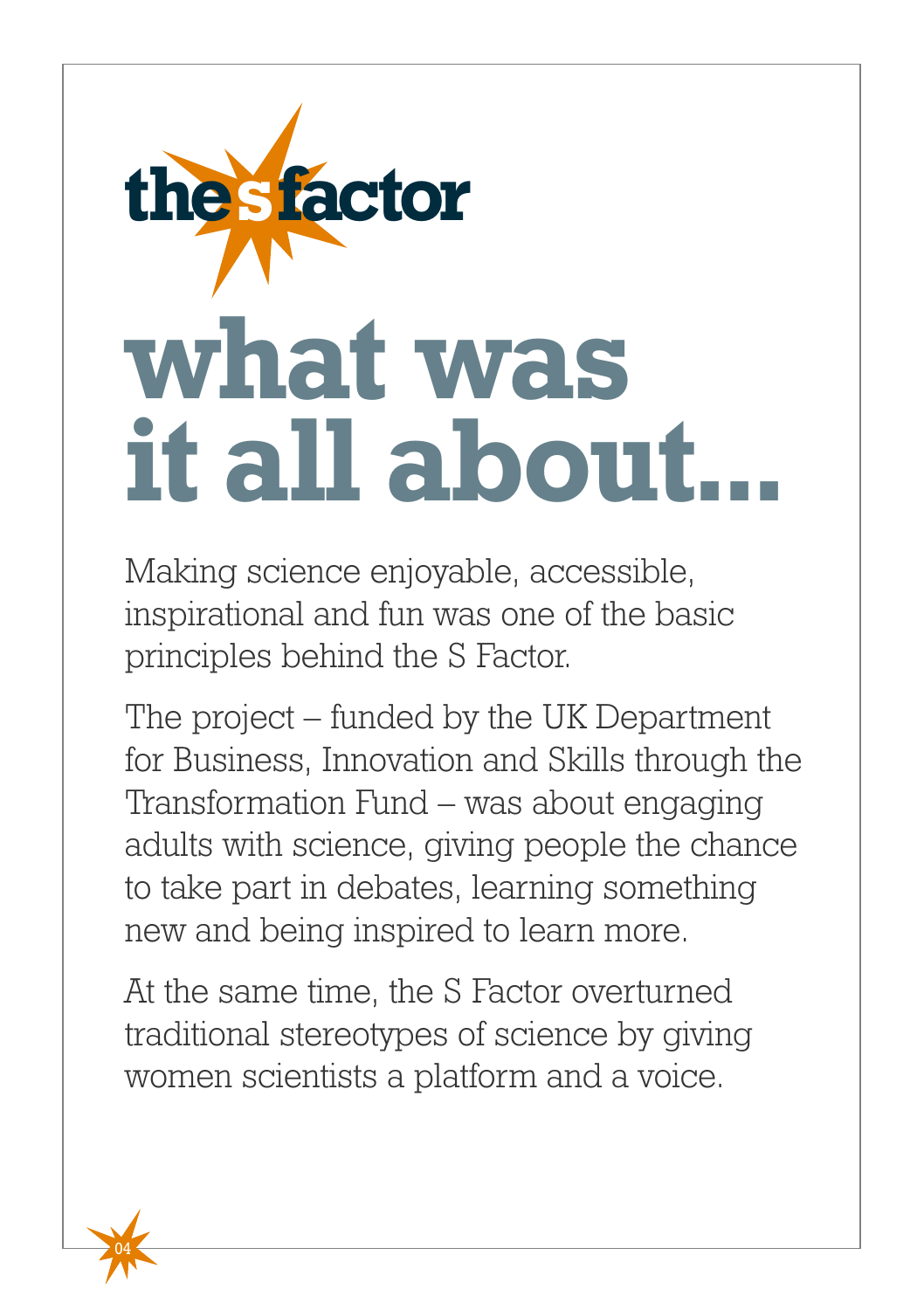the s factor

# what was it all about...

Making science enjoyable, accessible, inspirational and fun was one of the basic principles behind the S Factor.

The project – funded by the UK Department for Business, Innovation and Skills through the Transformation Fund – was about engaging adults with science, giving people the chance to take part in debates, learning something new and being inspired to learn more.

At the same time, the S Factor overturned traditional stereotypes of science by giving women scientists a platform and a voice.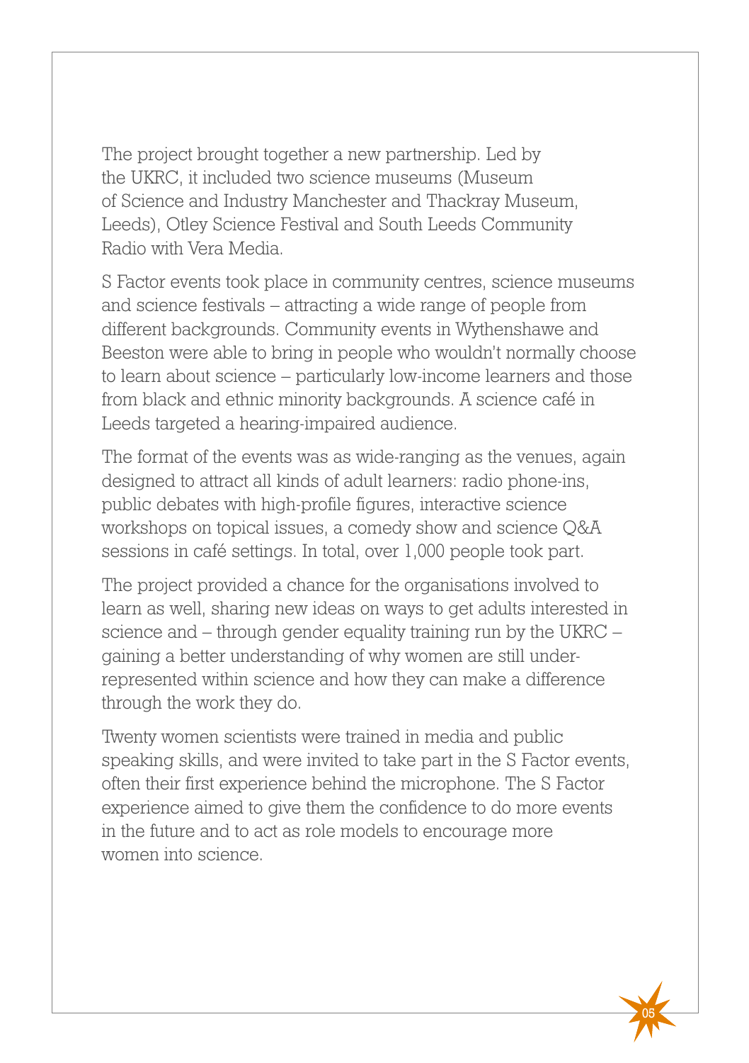The project brought together a new partnership. Led by the UKRC, it included two science museums (Museum of Science and Industry Manchester and Thackray Museum, Leeds), Otley Science Festival and South Leeds Community Radio with Vera Media.

S Factor events took place in community centres, science museums and science festivals – attracting a wide range of people from different backgrounds. Community events in Wythenshawe and Beeston were able to bring in people who wouldn't normally choose to learn about science – particularly low-income learners and those from black and ethnic minority backgrounds. A science café in Leeds targeted a hearing-impaired audience.

The format of the events was as wide-ranging as the venues, again designed to attract all kinds of adult learners: radio phone-ins, public debates with high-profile figures, interactive science workshops on topical issues, a comedy show and science Q&A sessions in café settings. In total, over 1,000 people took part.

The project provided a chance for the organisations involved to learn as well, sharing new ideas on ways to get adults interested in science and – through gender equality training run by the UKRC – gaining a better understanding of why women are still under-represented within science and how they can make a difference through the work they do.

Twenty women scientists were trained in media and public speaking skills, and were invited to take part in the S Factor events, often their first experience behind the microphone. The S Factor experience aimed to give them the confidence to do more events in the future and to act as role models to encourage more women into science.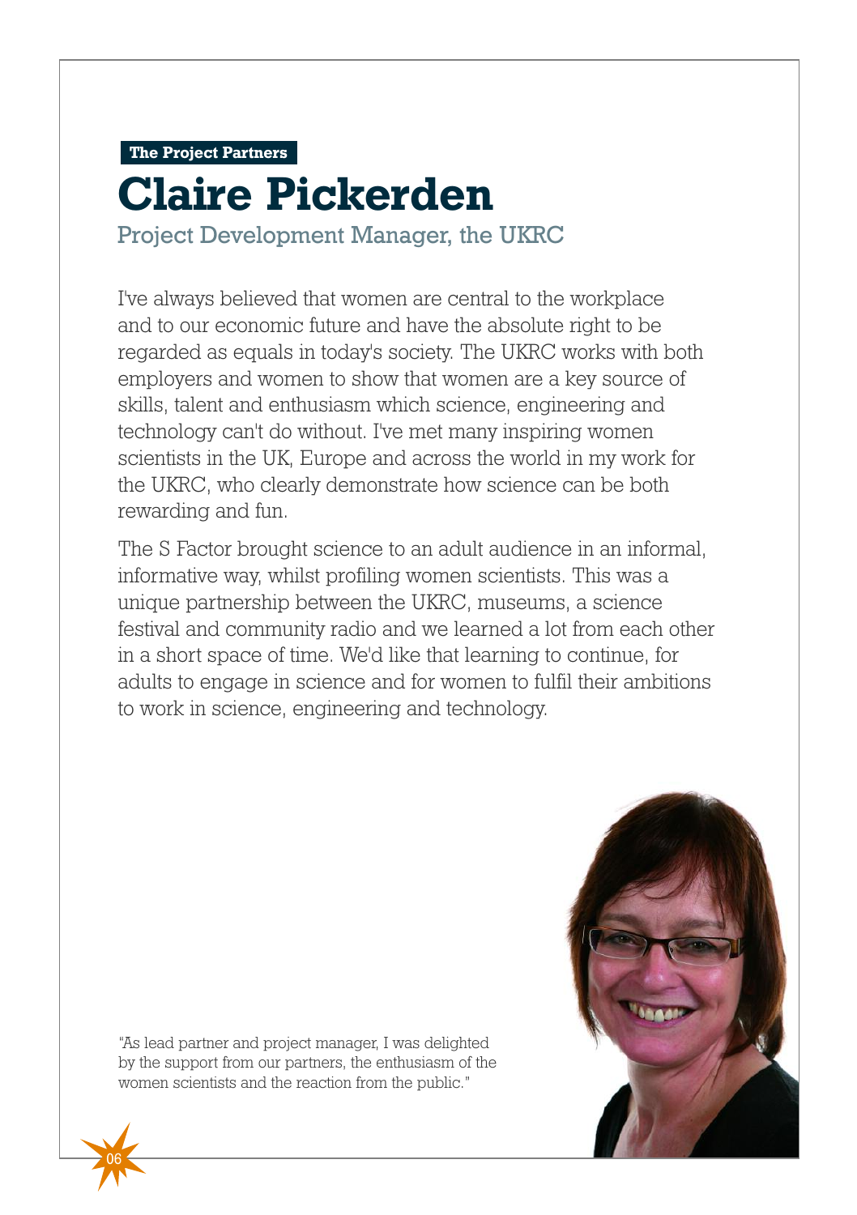The Project Partners

# Claire Pickerden

Project Development Manager, the UKRC

I've always believed that women are central to the workplace and to our economic future and have the absolute right to be regarded as equals in today's society. The UKRC works with both employers and women to show that women are a key source of skills, talent and enthusiasm which science, engineering and technology can't do without. I've met many inspiring women scientists in the UK, Europe and across the world in my work for the UKRC, who clearly demonstrate how science can be both rewarding and fun.

The S Factor brought science to an adult audience in an informal, informative way, whilst profiling women scientists. This was a unique partnership between the UKRC, museums, a science festival and community radio and we learned a lot from each other in a short space of time. We'd like that learning to continue, for adults to engage in science and for women to fulfil their ambitions to work in science, engineering and technology.

"As lead partner and project manager, I was delighted by the support from our partners, the enthusiasm of the women scientists and the reaction from the public."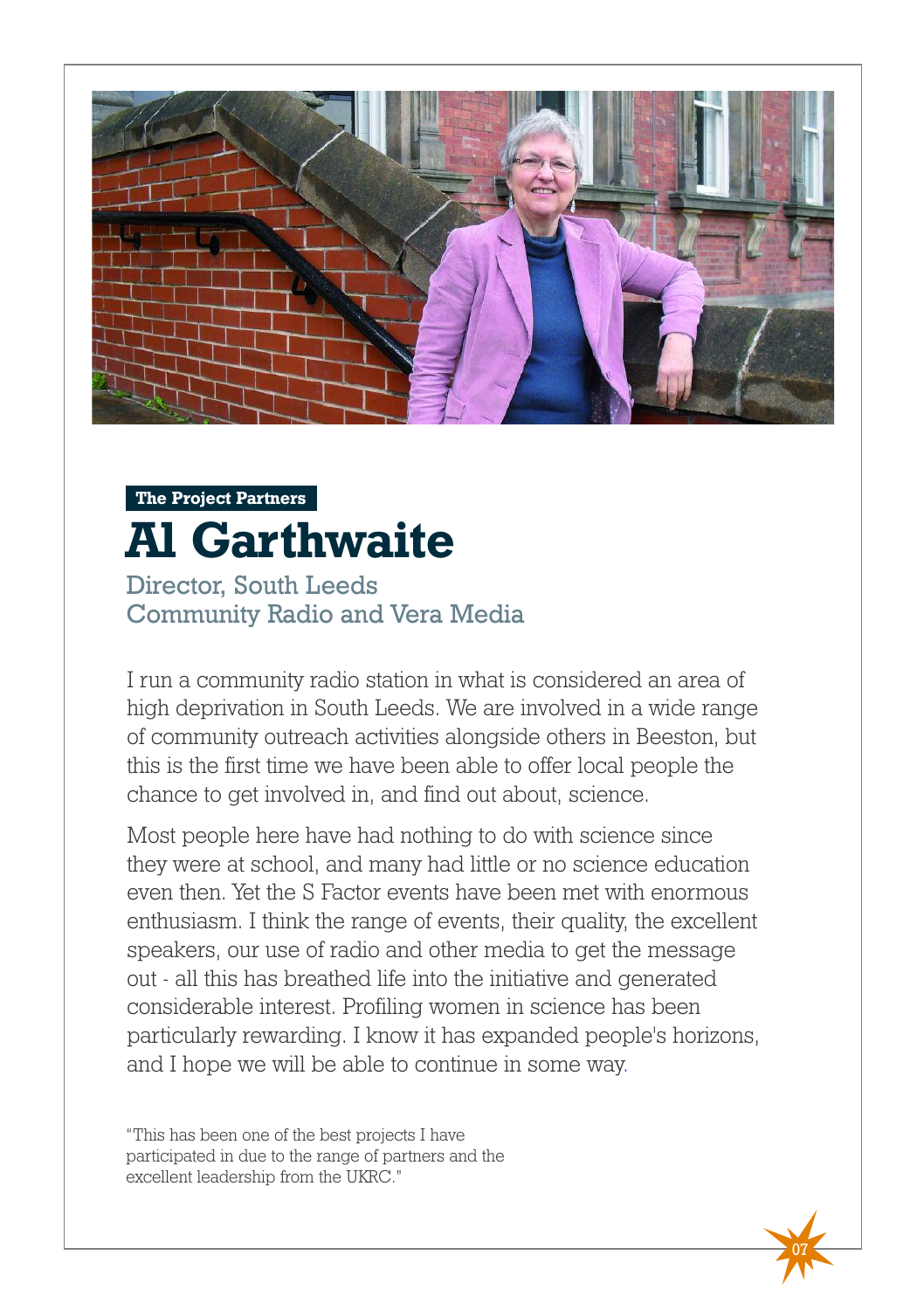The Project Partners

# Al Garthwaite

## Director, South Leeds Community Radio and Vera Media

I run a community radio station in what is considered an area of high deprivation in South Leeds. We are involved in a wide range of community outreach activities alongside others in Beeston, but this is the first time we have been able to offer local people the chance to get involved in, and find out about, science.

Most people here have had nothing to do with science since they were at school, and many had little or no science education even then. Yet the S Factor events have been met with enormous enthusiasm. I think the range of events, their quality, the excellent speakers, our use of radio and other media to get the message out - all this has breathed life into the initiative and generated considerable interest. Profiling women in science has been particularly rewarding. I know it has expanded people's horizons, and I hope we will be able to continue in some way.

"This has been one of the best projects I have participated in due to the range of partners and the excellent leadership from the UKRC."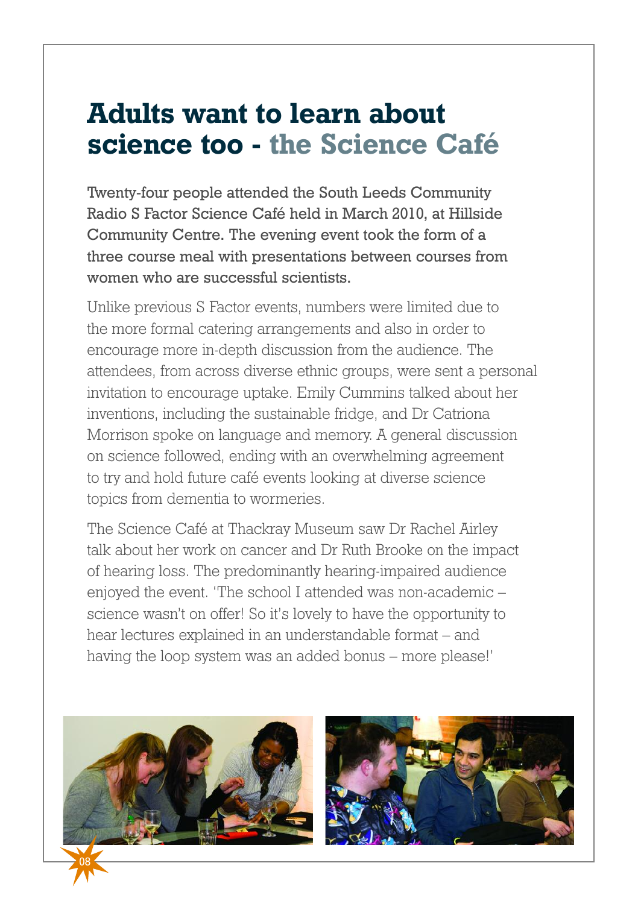# Adults want to learn about science too - the Science Café

**Twenty-four people attended the South Leeds Community Radio S Factor Science Café held in March 2010, at Hillside Community Centre. The evening event took the form of a three course meal with presentations between courses from women who are successful scientists.**

Unlike previous S Factor events, numbers were limited due to the more formal catering arrangements and also in order to encourage more in-depth discussion from the audience. The attendees, from across diverse ethnic groups, were sent a personal invitation to encourage uptake. Emily Cummins talked about her inventions, including the sustainable fridge, and Dr Catriona Morrison spoke on language and memory. A general discussion on science followed, ending with an overwhelming agreement to try and hold future café events looking at diverse science topics from dementia to wormeries.

The Science Café at Thackray Museum saw Dr Rachel Airley talk about her work on cancer and Dr Ruth Brooke on the impact of hearing loss. The predominantly hearing-impaired audience enjoyed the event. 'The school I attended was non-academic – science wasn't on offer! So it's lovely to have the opportunity to hear lectures explained in an understandable format – and having the loop system was an added bonus – more please!'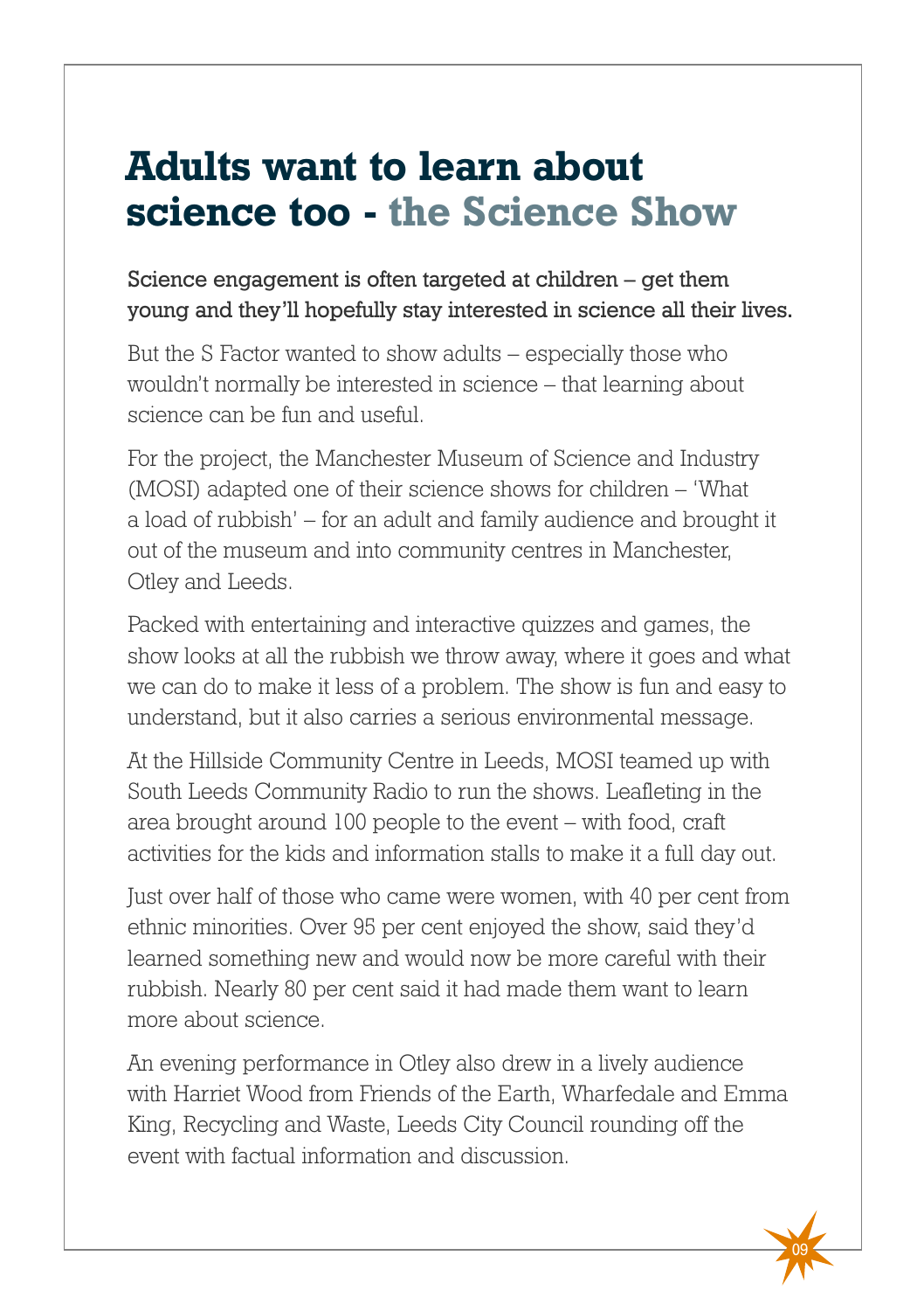# Adults want to learn about science too - the Science Show

Science engagement is often targeted at children – get them young and they'll hopefully stay interested in science all their lives.

But the S Factor wanted to show adults – especially those who wouldn't normally be interested in science – that learning about science can be fun and useful.

For the project, the Manchester Museum of Science and Industry (MOSI) adapted one of their science shows for children – 'What a load of rubbish' – for an adult and family audience and brought it out of the museum and into community centres in Manchester, Otley and Leeds.

Packed with entertaining and interactive quizzes and games, the show looks at all the rubbish we throw away, where it goes and what we can do to make it less of a problem. The show is fun and easy to understand, but it also carries a serious environmental message.

At the Hillside Community Centre in Leeds, MOSI teamed up with South Leeds Community Radio to run the shows. Leafleting in the area brought around 100 people to the event – with food, craft activities for the kids and information stalls to make it a full day out.

Just over half of those who came were women, with 40 per cent from ethnic minorities. Over 95 per cent enjoyed the show, said they'd learned something new and would now be more careful with their rubbish. Nearly 80 per cent said it had made them want to learn more about science.

An evening performance in Otley also drew in a lively audience with Harriet Wood from Friends of the Earth, Wharfedale and Emma King, Recycling and Waste, Leeds City Council rounding off the event with factual information and discussion.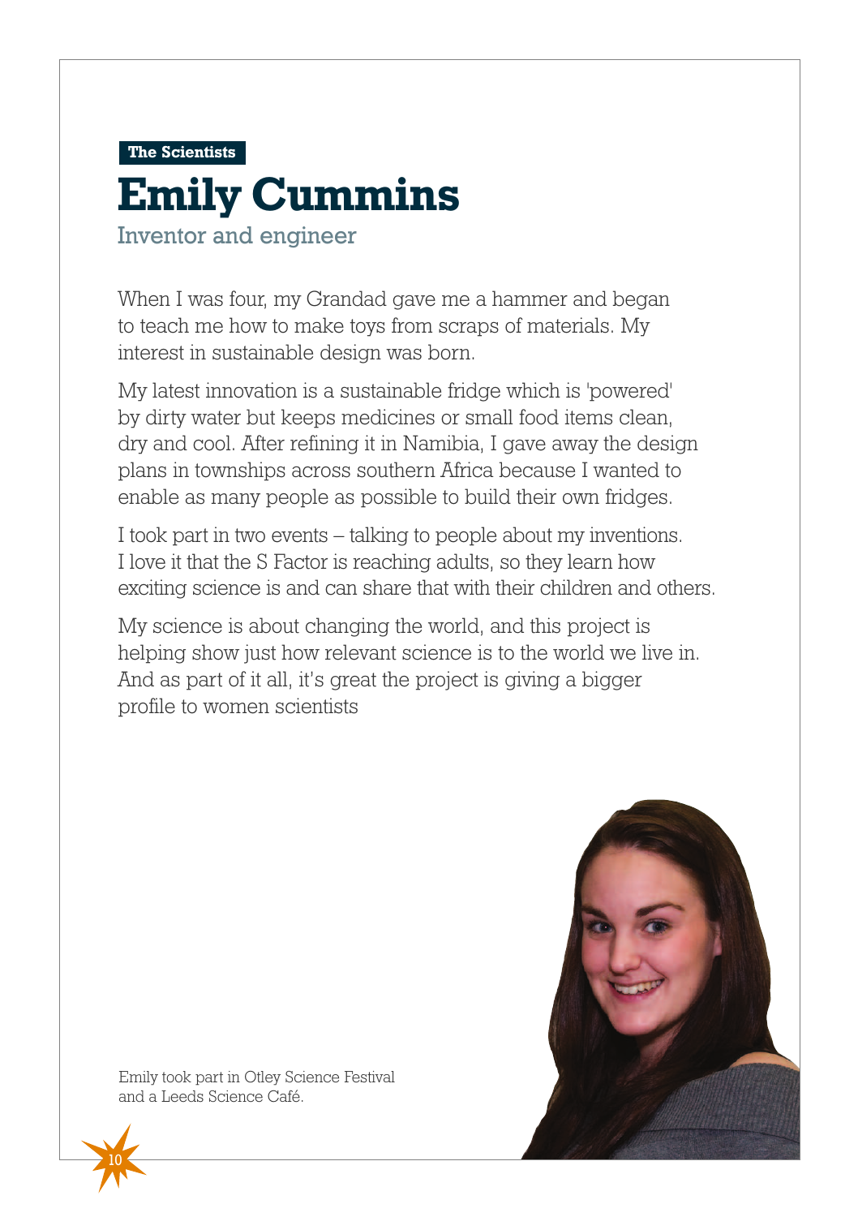The Scientists

# Emily Cummins

## Inventor and engineer

When I was four, my Grandad gave me a hammer and began to teach me how to make toys from scraps of materials. My interest in sustainable design was born.

My latest innovation is a sustainable fridge which is 'powered' by dirty water but keeps medicines or small food items clean, dry and cool. After refining it in Namibia, I gave away the design plans in townships across southern Africa because I wanted to enable as many people as possible to build their own fridges.

I took part in two events – talking to people about my inventions. I love it that the S Factor is reaching adults, so they learn how exciting science is and can share that with their children and others.

My science is about changing the world, and this project is helping show just how relevant science is to the world we live in. And as part of it all, it's great the project is giving a bigger profile to women scientists

Emily took part in Otley Science Festival and a Leeds Science Café.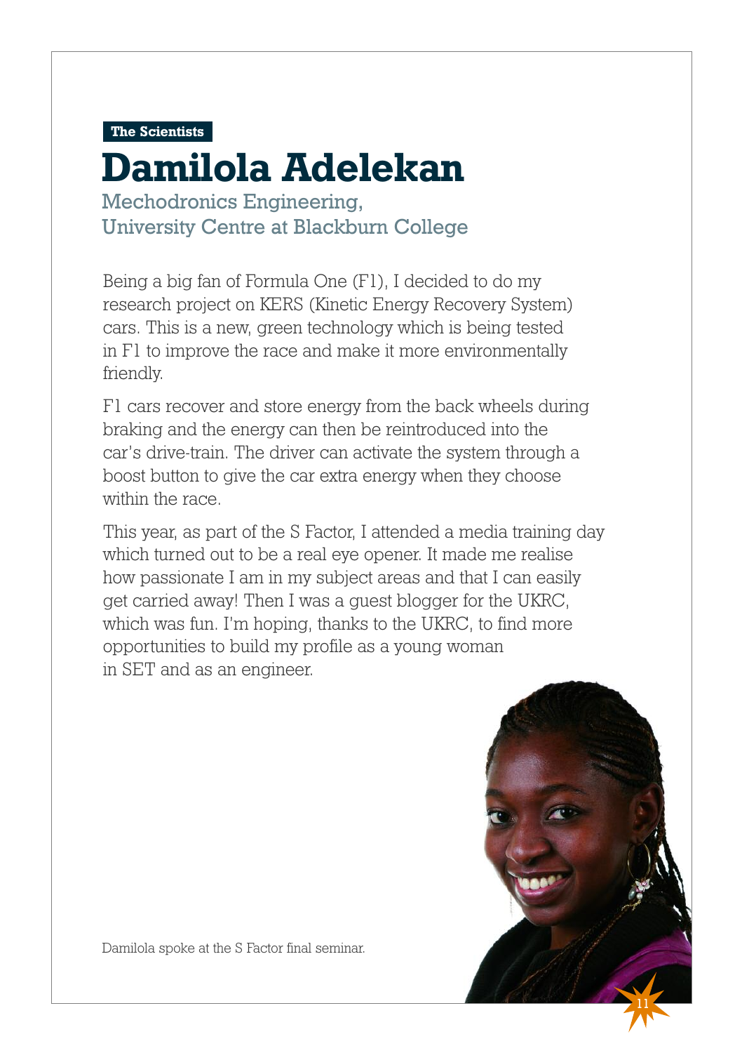The Scientists

# Damilola Adelekan

Mechodronics Engineering,
University Centre at Blackburn College

Being a big fan of Formula One (F1), I decided to do my research project on KERS (Kinetic Energy Recovery System) cars. This is a new, green technology which is being tested in F1 to improve the race and make it more environmentally friendly.

F1 cars recover and store energy from the back wheels during braking and the energy can then be reintroduced into the car's drive-train. The driver can activate the system through a boost button to give the car extra energy when they choose within the race.

This year, as part of the S Factor, I attended a media training day which turned out to be a real eye opener. It made me realise how passionate I am in my subject areas and that I can easily get carried away! Then I was a guest blogger for the UKRC, which was fun. I'm hoping, thanks to the UKRC, to find more opportunities to build my profile as a young woman in SET and as an engineer.

Damilola spoke at the S Factor final seminar.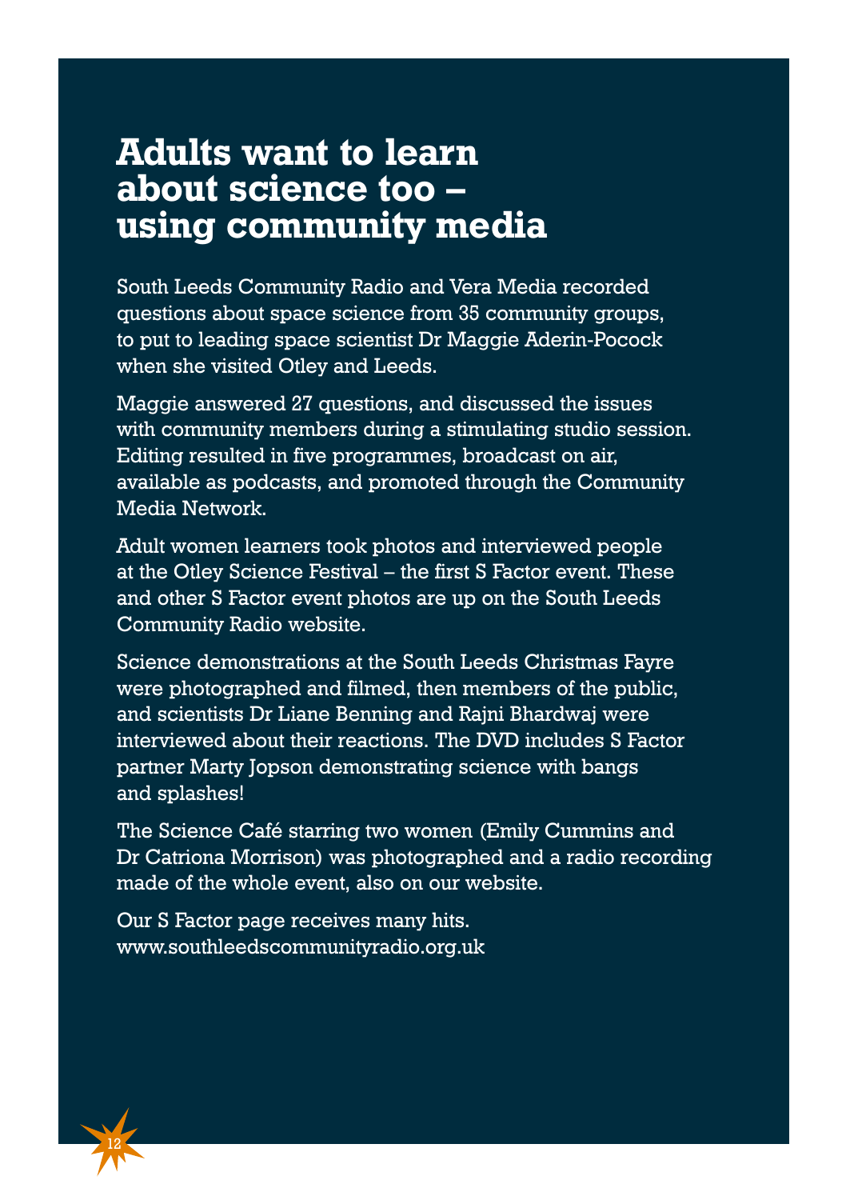# Adults want to learn about science too – using community media

South Leeds Community Radio and Vera Media recorded questions about space science from 35 community groups, to put to leading space scientist Dr Maggie Aderin-Pocock when she visited Otley and Leeds.

Maggie answered 27 questions, and discussed the issues with community members during a stimulating studio session. Editing resulted in five programmes, broadcast on air, available as podcasts, and promoted through the Community Media Network.

Adult women learners took photos and interviewed people at the Otley Science Festival – the first S Factor event. These and other S Factor event photos are up on the South Leeds Community Radio website.

Science demonstrations at the South Leeds Christmas Fayre were photographed and filmed, then members of the public, and scientists Dr Liane Benning and Rajni Bhardwaj were interviewed about their reactions. The DVD includes S Factor partner Marty Jopson demonstrating science with bangs and splashes!

The Science Café starring two women (Emily Cummins and Dr Catriona Morrison) was photographed and a radio recording made of the whole event, also on our website.

Our S Factor page receives many hits.
www.southleedscommunityradio.org.uk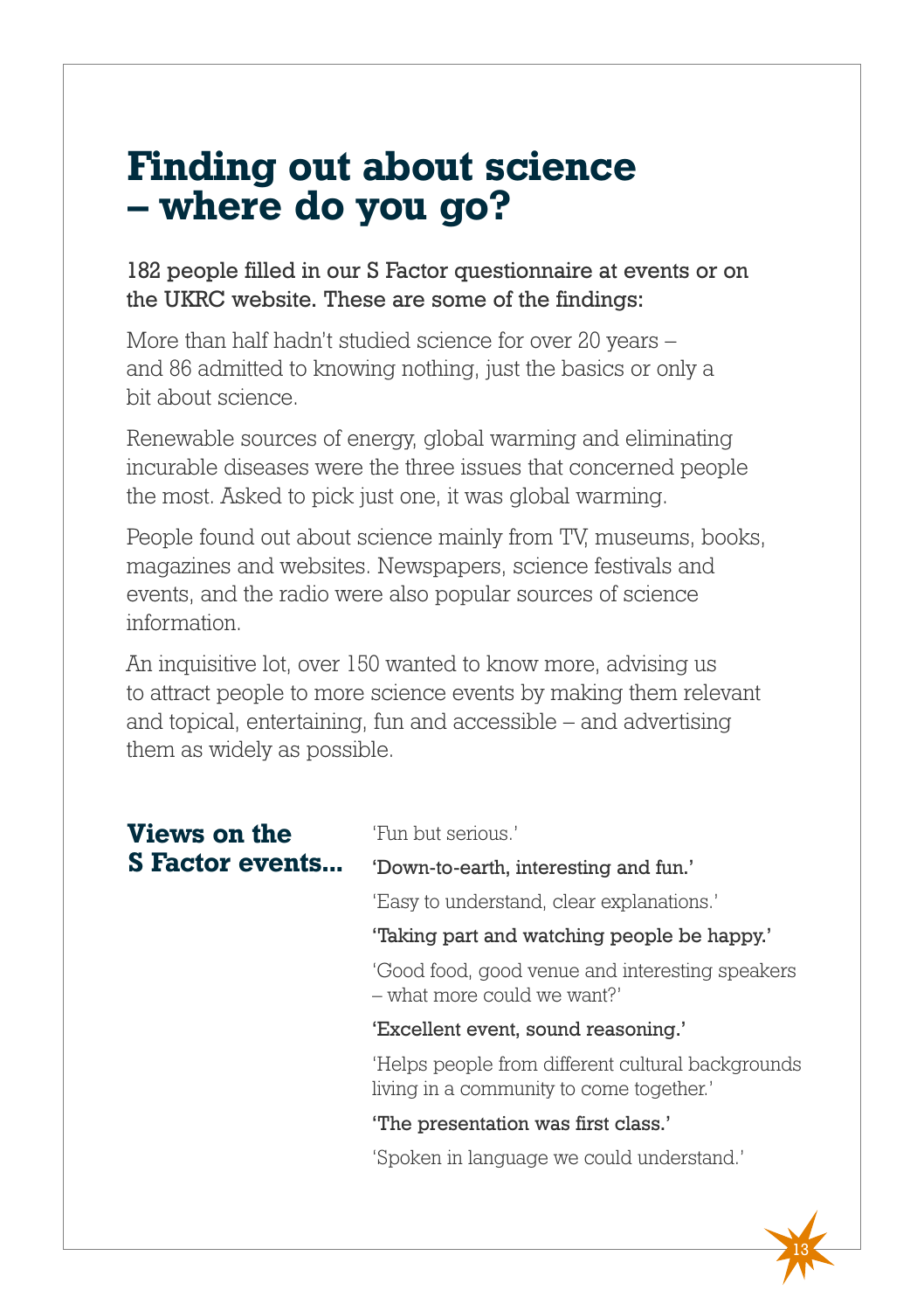# Finding out about science – where do you go?

182 people filled in our S Factor questionnaire at events or on the UKRC website. These are some of the findings:

More than half hadn't studied science for over 20 years – and 86 admitted to knowing nothing, just the basics or only a bit about science.

Renewable sources of energy, global warming and eliminating incurable diseases were the three issues that concerned people the most. Asked to pick just one, it was global warming.

People found out about science mainly from TV, museums, books, magazines and websites. Newspapers, science festivals and events, and the radio were also popular sources of science information.

An inquisitive lot, over 150 wanted to know more, advising us to attract people to more science events by making them relevant and topical, entertaining, fun and accessible – and advertising them as widely as possible.

## Views on the S Factor events...

'Fun but serious.'

**'Down-to-earth, interesting and fun.'**

'Easy to understand, clear explanations.'

**'Taking part and watching people be happy.'**

'Good food, good venue and interesting speakers – what more could we want?'

**'Excellent event, sound reasoning.'**

'Helps people from different cultural backgrounds living in a community to come together.'

**'The presentation was first class.'**

'Spoken in language we could understand.'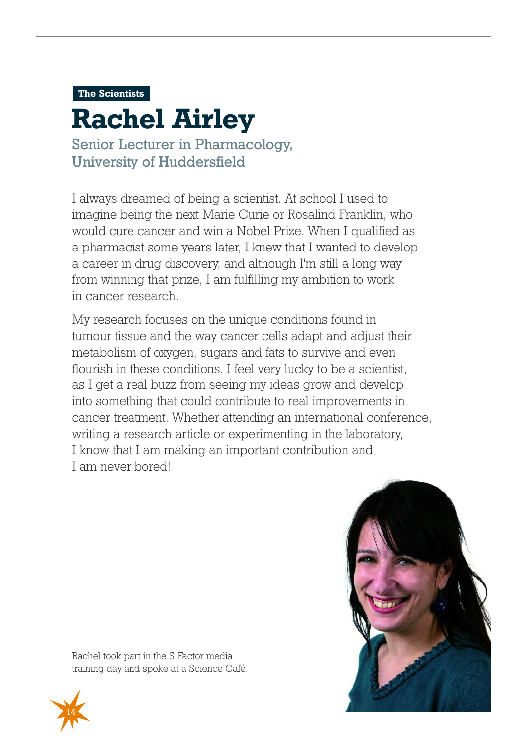The Scientists

# Rachel Airley

Senior Lecturer in Pharmacology,
University of Huddersfield

I always dreamed of being a scientist. At school I used to imagine being the next Marie Curie or Rosalind Franklin, who would cure cancer and win a Nobel Prize. When I qualified as a pharmacist some years later, I knew that I wanted to develop a career in drug discovery, and although I'm still a long way from winning that prize, I am fulfilling my ambition to work in cancer research.

My research focuses on the unique conditions found in tumour tissue and the way cancer cells adapt and adjust their metabolism of oxygen, sugars and fats to survive and even flourish in these conditions. I feel very lucky to be a scientist, as I get a real buzz from seeing my ideas grow and develop into something that could contribute to real improvements in cancer treatment. Whether attending an international conference, writing a research article or experimenting in the laboratory, I know that I am making an important contribution and I am never bored!

Rachel took part in the S Factor media training day and spoke at a Science Café.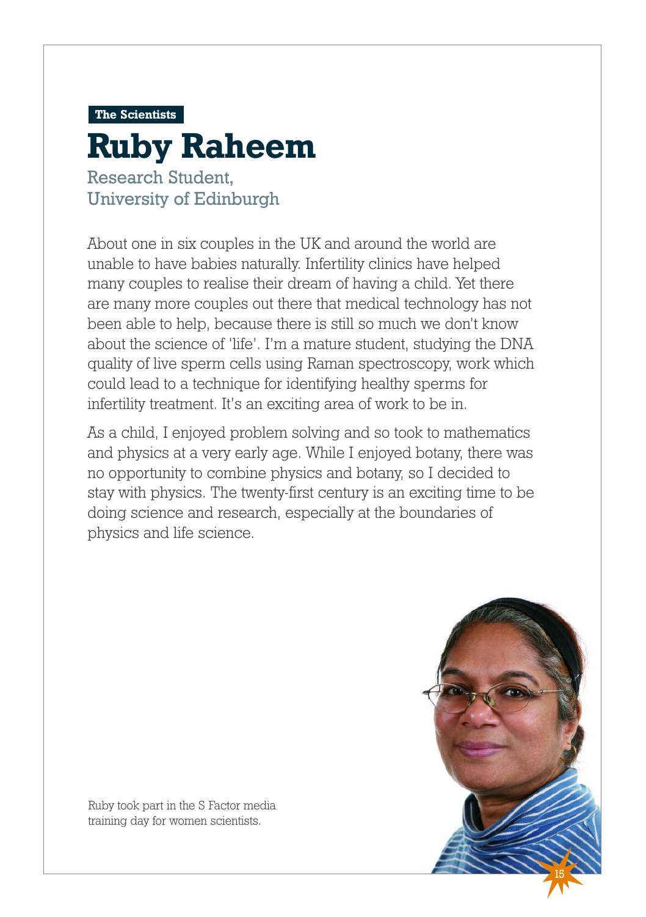The Scientists

# Ruby Raheem

Research Student,
University of Edinburgh

About one in six couples in the UK and around the world are unable to have babies naturally. Infertility clinics have helped many couples to realise their dream of having a child. Yet there are many more couples out there that medical technology has not been able to help, because there is still so much we don't know about the science of 'life'. I'm a mature student, studying the DNA quality of live sperm cells using Raman spectroscopy, work which could lead to a technique for identifying healthy sperms for infertility treatment. It's an exciting area of work to be in.

As a child, I enjoyed problem solving and so took to mathematics and physics at a very early age. While I enjoyed botany, there was no opportunity to combine physics and botany, so I decided to stay with physics. The twenty-first century is an exciting time to be doing science and research, especially at the boundaries of physics and life science.

Ruby took part in the S Factor media training day for women scientists.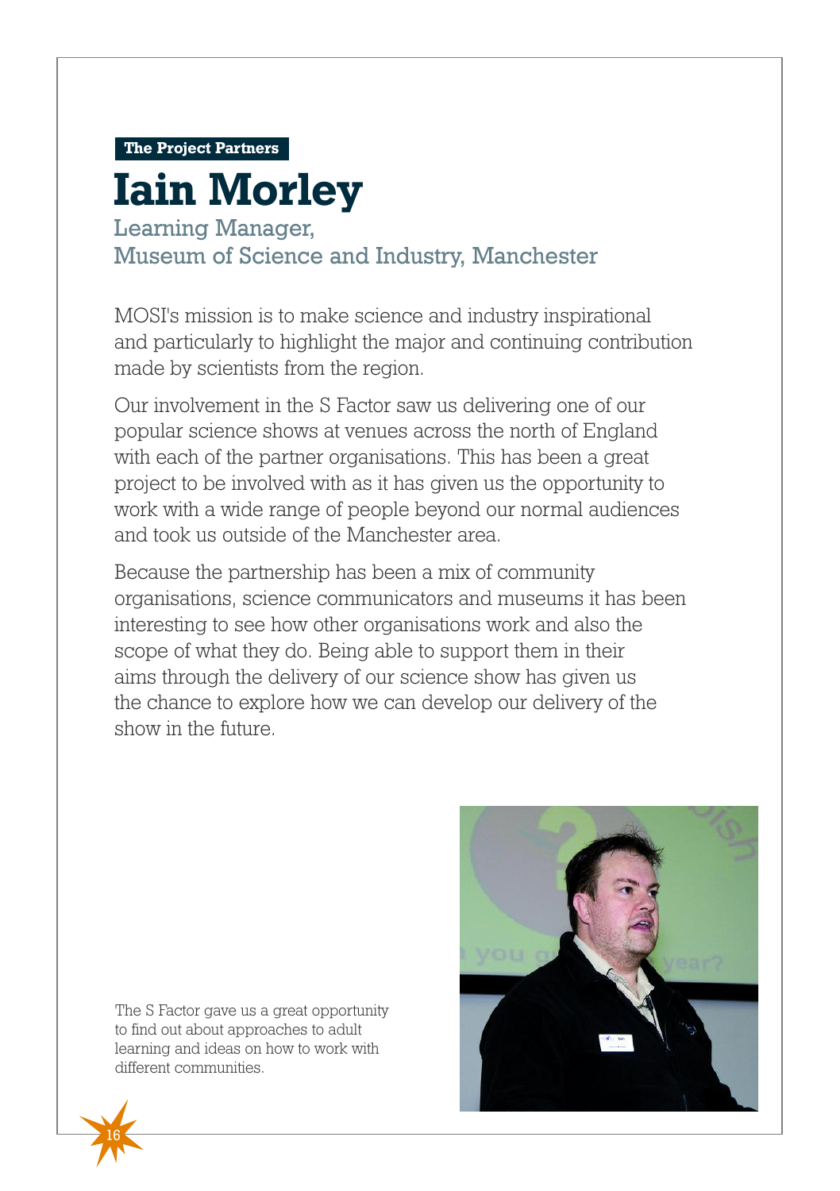The Project Partners

# Iain Morley

## Learning Manager, Museum of Science and Industry, Manchester

MOSI's mission is to make science and industry inspirational and particularly to highlight the major and continuing contribution made by scientists from the region.

Our involvement in the S Factor saw us delivering one of our popular science shows at venues across the north of England with each of the partner organisations. This has been a great project to be involved with as it has given us the opportunity to work with a wide range of people beyond our normal audiences and took us outside of the Manchester area.

Because the partnership has been a mix of community organisations, science communicators and museums it has been interesting to see how other organisations work and also the scope of what they do. Being able to support them in their aims through the delivery of our science show has given us the chance to explore how we can develop our delivery of the show in the future.

The S Factor gave us a great opportunity to find out about approaches to adult learning and ideas on how to work with different communities.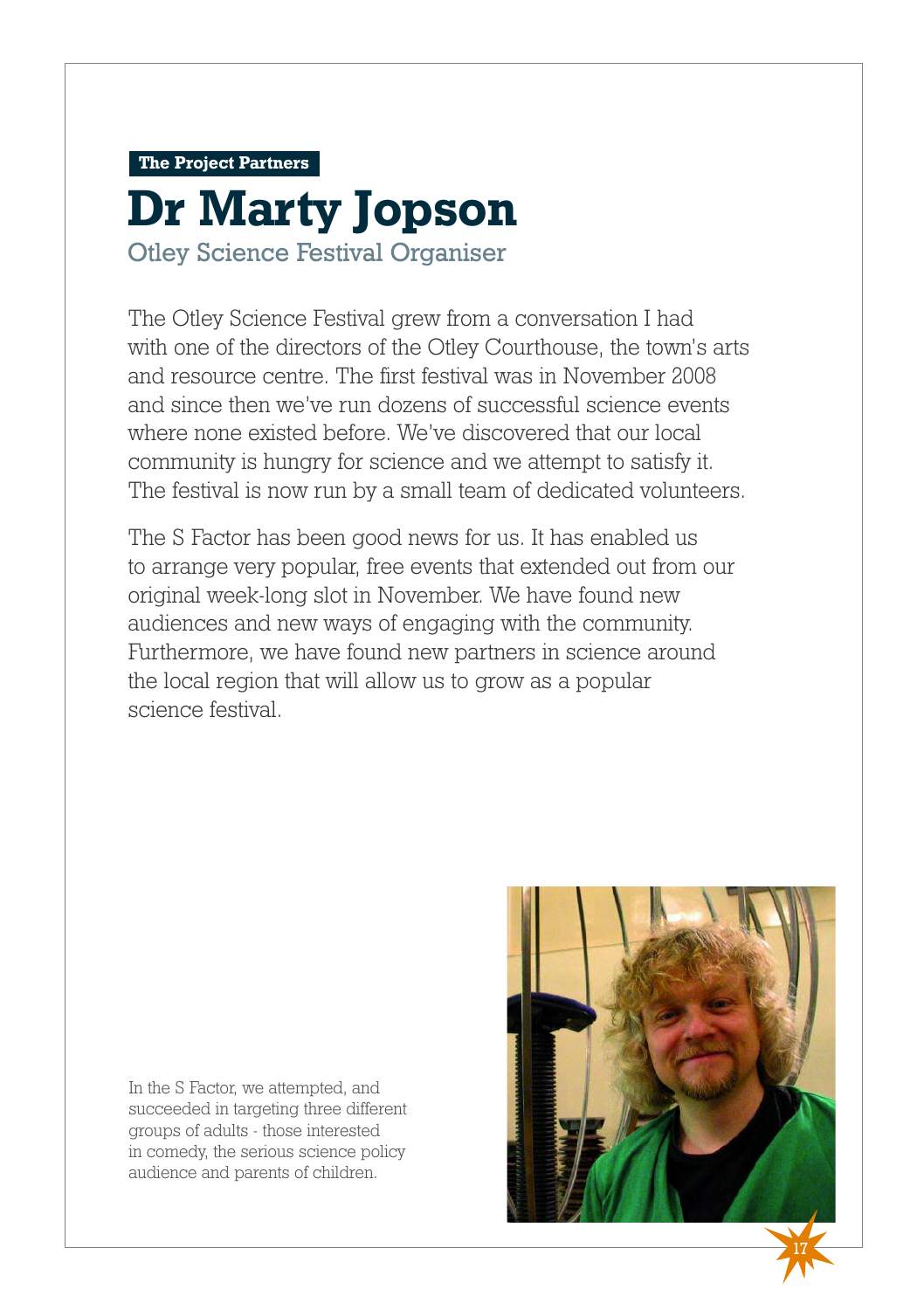The Project Partners

# Dr Marty Jopson

## Otley Science Festival Organiser

The Otley Science Festival grew from a conversation I had with one of the directors of the Otley Courthouse, the town's arts and resource centre. The first festival was in November 2008 and since then we've run dozens of successful science events where none existed before. We've discovered that our local community is hungry for science and we attempt to satisfy it. The festival is now run by a small team of dedicated volunteers.

The S Factor has been good news for us. It has enabled us to arrange very popular, free events that extended out from our original week-long slot in November. We have found new audiences and new ways of engaging with the community. Furthermore, we have found new partners in science around the local region that will allow us to grow as a popular science festival.

In the S Factor, we attempted, and succeeded in targeting three different groups of adults - those interested in comedy, the serious science policy audience and parents of children.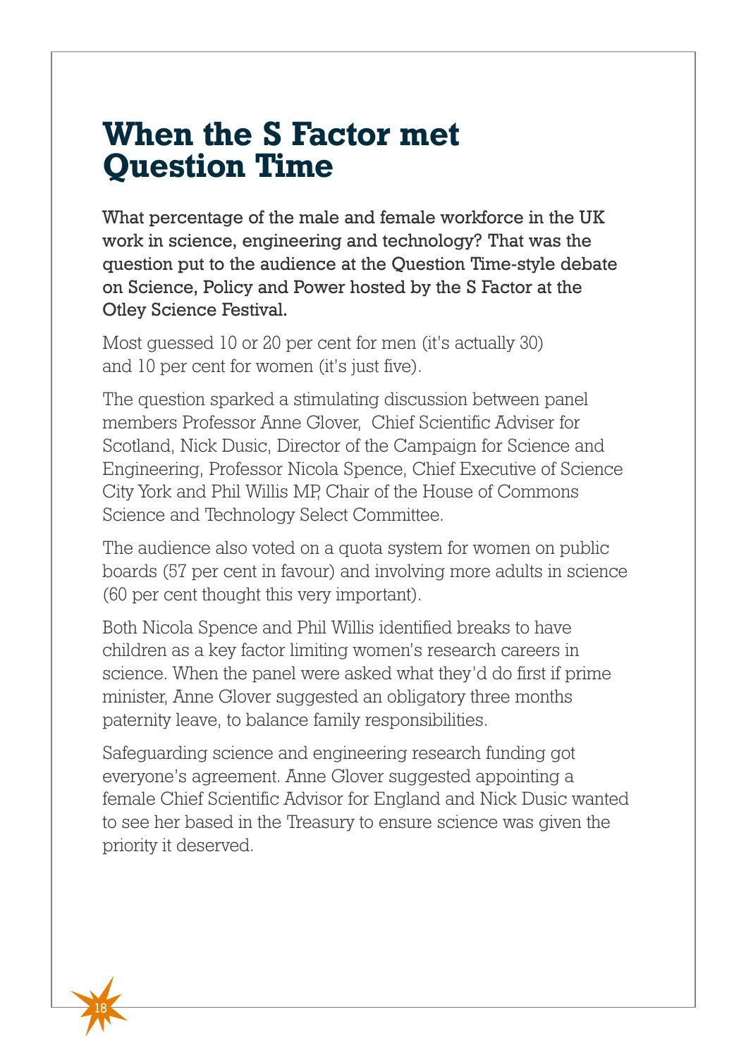# When the S Factor met Question Time

What percentage of the male and female workforce in the UK work in science, engineering and technology? That was the question put to the audience at the Question Time-style debate on Science, Policy and Power hosted by the S Factor at the Otley Science Festival.

Most guessed 10 or 20 per cent for men (it's actually 30) and 10 per cent for women (it's just five).

The question sparked a stimulating discussion between panel members Professor Anne Glover, Chief Scientific Adviser for Scotland, Nick Dusic, Director of the Campaign for Science and Engineering, Professor Nicola Spence, Chief Executive of Science City York and Phil Willis MP, Chair of the House of Commons Science and Technology Select Committee.

The audience also voted on a quota system for women on public boards (57 per cent in favour) and involving more adults in science (60 per cent thought this very important).

Both Nicola Spence and Phil Willis identified breaks to have children as a key factor limiting women's research careers in science. When the panel were asked what they'd do first if prime minister, Anne Glover suggested an obligatory three months paternity leave, to balance family responsibilities.

Safeguarding science and engineering research funding got everyone's agreement. Anne Glover suggested appointing a female Chief Scientific Advisor for England and Nick Dusic wanted to see her based in the Treasury to ensure science was given the priority it deserved.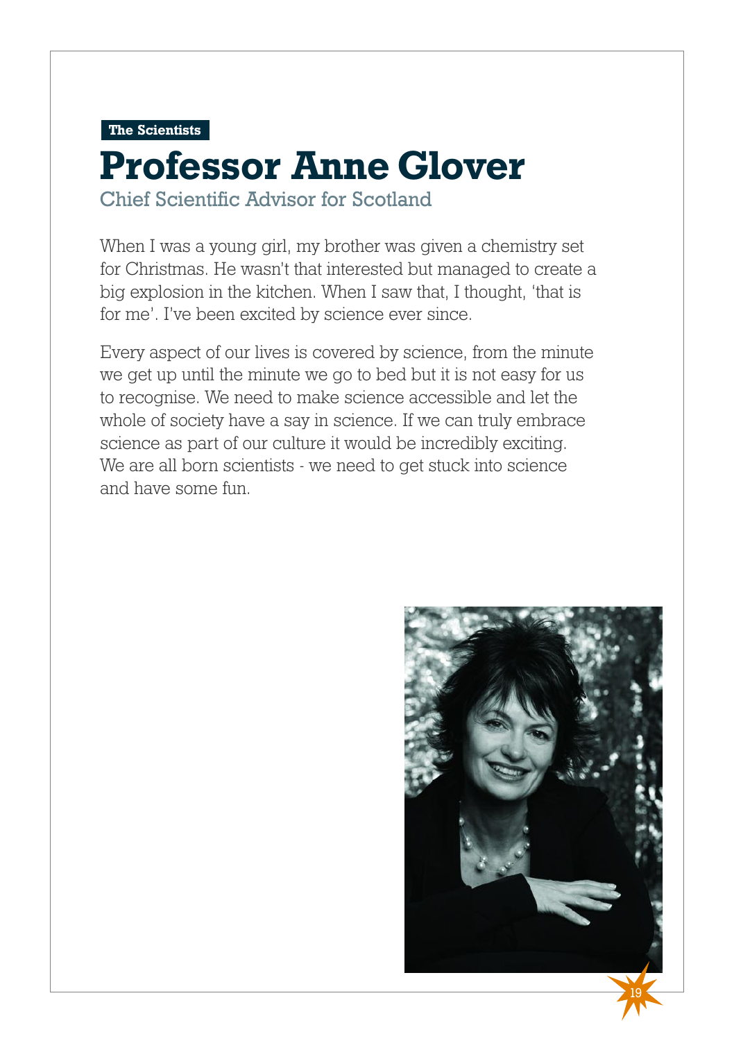The Scientists

# Professor Anne Glover

Chief Scientific Advisor for Scotland

When I was a young girl, my brother was given a chemistry set for Christmas. He wasn't that interested but managed to create a big explosion in the kitchen. When I saw that, I thought, 'that is for me'. I've been excited by science ever since.

Every aspect of our lives is covered by science, from the minute we get up until the minute we go to bed but it is not easy for us to recognise. We need to make science accessible and let the whole of society have a say in science. If we can truly embrace science as part of our culture it would be incredibly exciting. We are all born scientists - we need to get stuck into science and have some fun.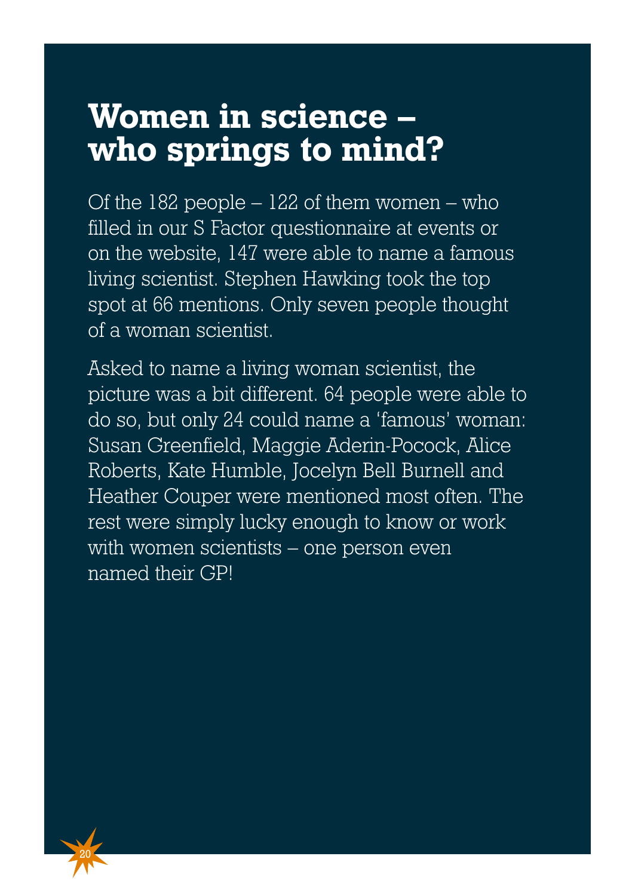# Women in science – who springs to mind?

Of the 182 people – 122 of them women – who filled in our S Factor questionnaire at events or on the website, 147 were able to name a famous living scientist. Stephen Hawking took the top spot at 66 mentions. Only seven people thought of a woman scientist.

Asked to name a living woman scientist, the picture was a bit different. 64 people were able to do so, but only 24 could name a 'famous' woman: Susan Greenfield, Maggie Aderin-Pocock, Alice Roberts, Kate Humble, Jocelyn Bell Burnell and Heather Couper were mentioned most often. The rest were simply lucky enough to know or work with women scientists – one person even named their GP!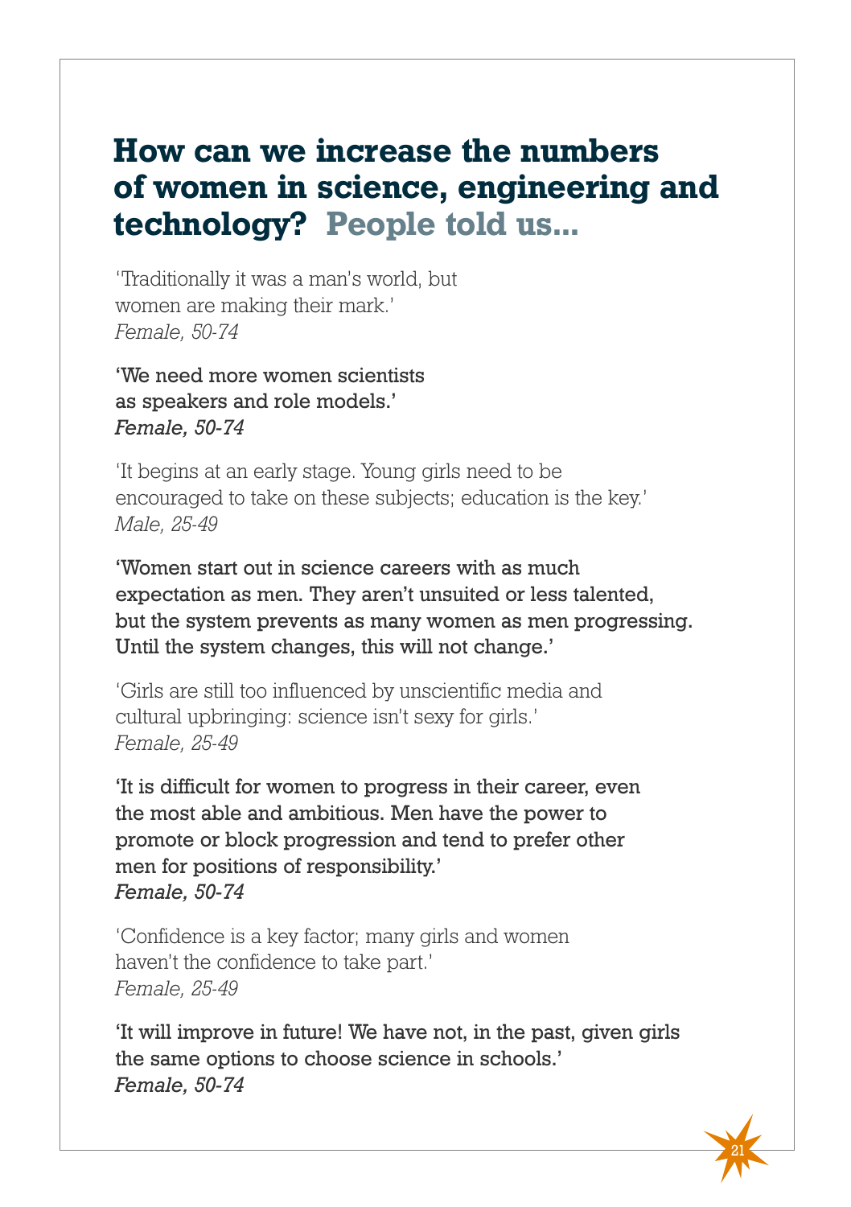# How can we increase the numbers of women in science, engineering and technology? People told us...

'Traditionally it was a man's world, but women are making their mark.'
*Female, 50-74*

**'We need more women scientists as speakers and role models.'**
***Female, 50-74***

'It begins at an early stage. Young girls need to be encouraged to take on these subjects; education is the key.'
*Male, 25-49*

**'Women start out in science careers with as much expectation as men. They aren't unsuited or less talented, but the system prevents as many women as men progressing. Until the system changes, this will not change.'**

'Girls are still too influenced by unscientific media and cultural upbringing: science isn't sexy for girls.'
*Female, 25-49*

**'It is difficult for women to progress in their career, even the most able and ambitious. Men have the power to promote or block progression and tend to prefer other men for positions of responsibility.'**
***Female, 50-74***

'Confidence is a key factor; many girls and women haven't the confidence to take part.'
*Female, 25-49*

**'It will improve in future! We have not, in the past, given girls the same options to choose science in schools.'**
***Female, 50-74***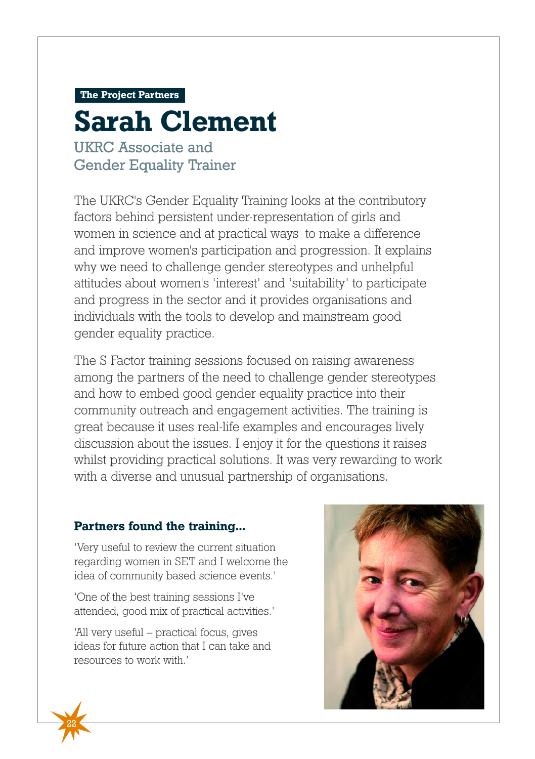The Project Partners

# Sarah Clement

## UKRC Associate and Gender Equality Trainer

The UKRC's Gender Equality Training looks at the contributory factors behind persistent under-representation of girls and women in science and at practical ways to make a difference and improve women's participation and progression. It explains why we need to challenge gender stereotypes and unhelpful attitudes about women's 'interest' and 'suitability' to participate and progress in the sector and it provides organisations and individuals with the tools to develop and mainstream good gender equality practice.

The S Factor training sessions focused on raising awareness among the partners of the need to challenge gender stereotypes and how to embed good gender equality practice into their community outreach and engagement activities. The training is great because it uses real-life examples and encourages lively discussion about the issues. I enjoy it for the questions it raises whilst providing practical solutions. It was very rewarding to work with a diverse and unusual partnership of organisations.

### Partners found the training...

'Very useful to review the current situation regarding women in SET and I welcome the idea of community based science events.'

'One of the best training sessions I've attended, good mix of practical activities.'

'All very useful – practical focus, gives ideas for future action that I can take and resources to work with.'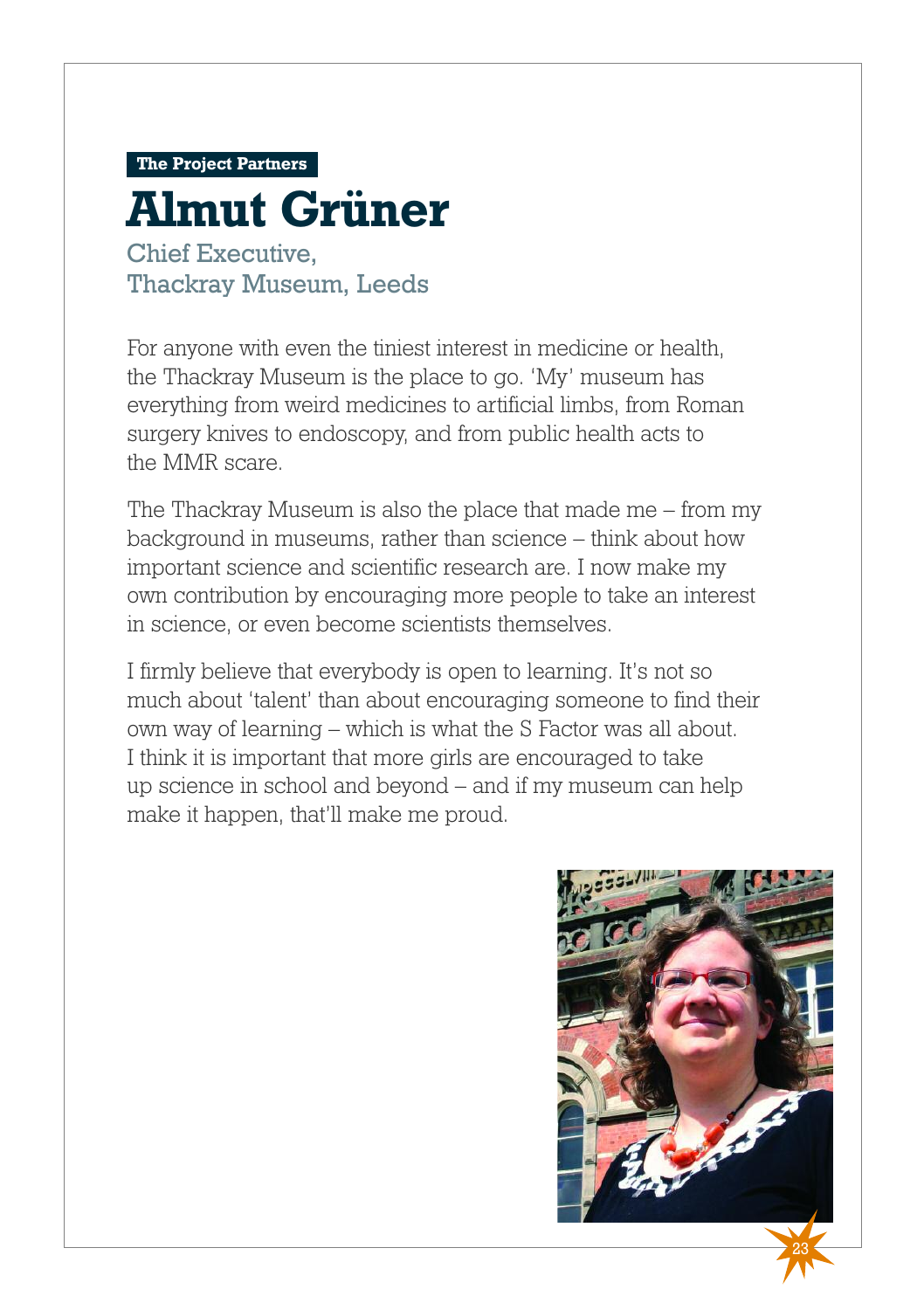The Project Partners

# Almut Grüner

## Chief Executive, Thackray Museum, Leeds

For anyone with even the tiniest interest in medicine or health, the Thackray Museum is the place to go. 'My' museum has everything from weird medicines to artificial limbs, from Roman surgery knives to endoscopy, and from public health acts to the MMR scare.

The Thackray Museum is also the place that made me – from my background in museums, rather than science – think about how important science and scientific research are. I now make my own contribution by encouraging more people to take an interest in science, or even become scientists themselves.

I firmly believe that everybody is open to learning. It's not so much about 'talent' than about encouraging someone to find their own way of learning – which is what the S Factor was all about. I think it is important that more girls are encouraged to take up science in school and beyond – and if my museum can help make it happen, that'll make me proud.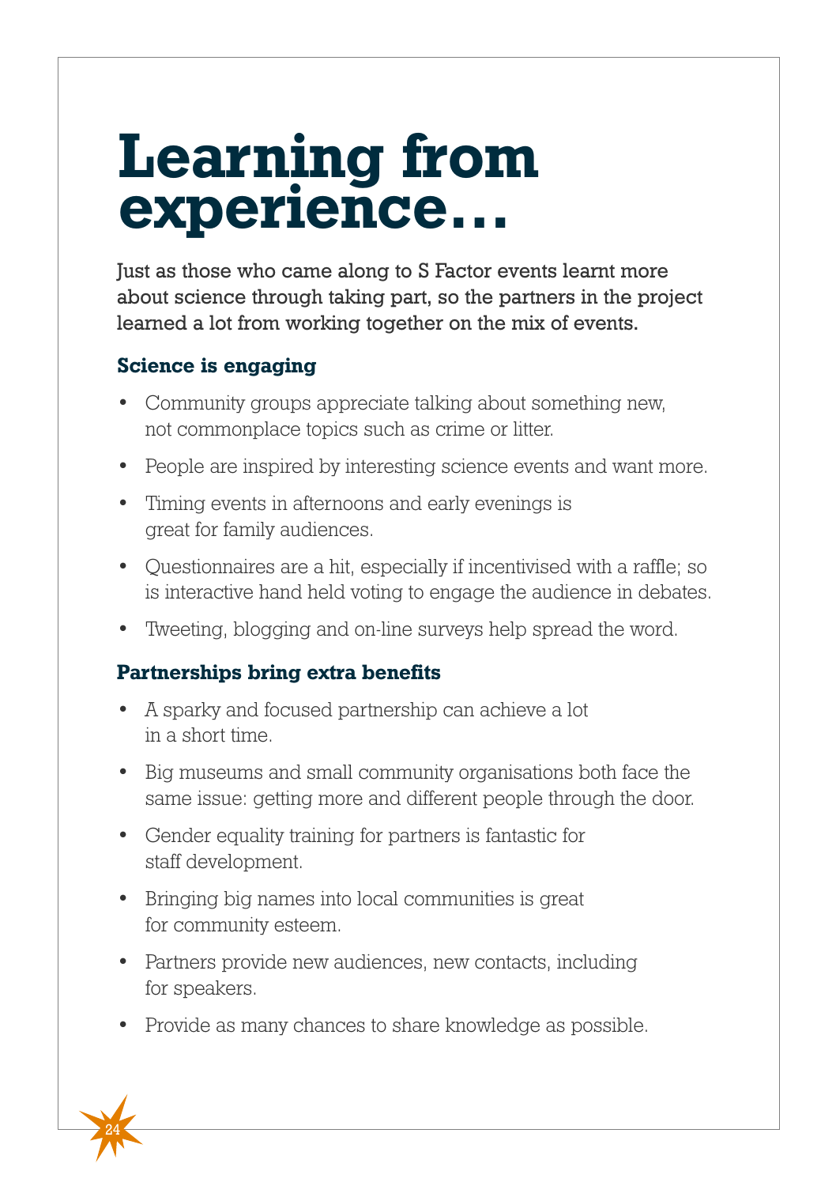# Learning from experience…

Just as those who came along to S Factor events learnt more about science through taking part, so the partners in the project learned a lot from working together on the mix of events.

### Science is engaging

- Community groups appreciate talking about something new, not commonplace topics such as crime or litter.
- People are inspired by interesting science events and want more.
- Timing events in afternoons and early evenings is great for family audiences.
- Questionnaires are a hit, especially if incentivised with a raffle; so is interactive hand held voting to engage the audience in debates.
- Tweeting, blogging and on-line surveys help spread the word.

### Partnerships bring extra benefits

- A sparky and focused partnership can achieve a lot in a short time.
- Big museums and small community organisations both face the same issue: getting more and different people through the door.
- Gender equality training for partners is fantastic for staff development.
- Bringing big names into local communities is great for community esteem.
- Partners provide new audiences, new contacts, including for speakers.
- Provide as many chances to share knowledge as possible.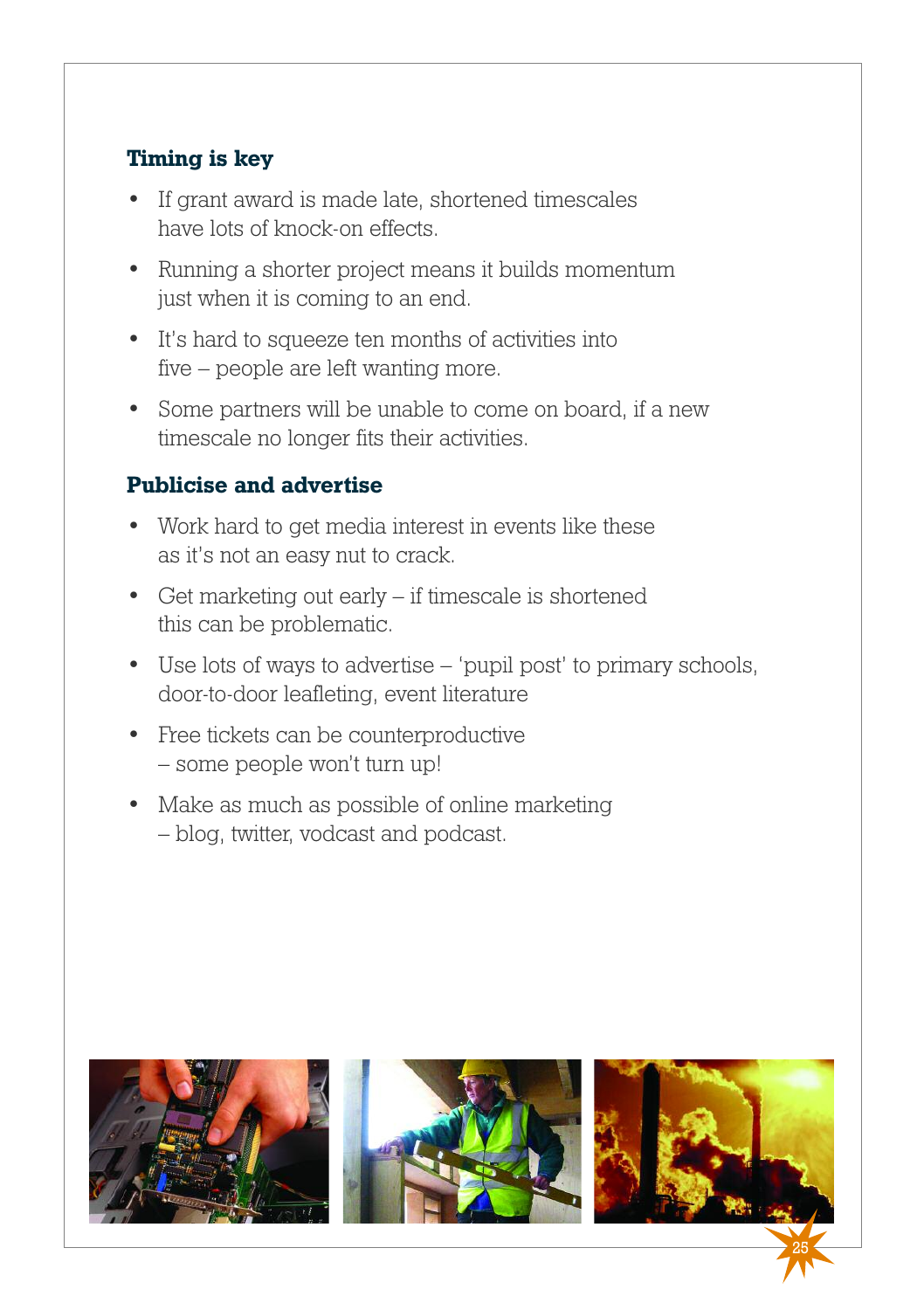### Timing is key

- If grant award is made late, shortened timescales have lots of knock-on effects.
- Running a shorter project means it builds momentum just when it is coming to an end.
- It's hard to squeeze ten months of activities into five – people are left wanting more.
- Some partners will be unable to come on board, if a new timescale no longer fits their activities.

### Publicise and advertise

- Work hard to get media interest in events like these as it's not an easy nut to crack.
- Get marketing out early – if timescale is shortened this can be problematic.
- Use lots of ways to advertise – 'pupil post' to primary schools, door-to-door leafleting, event literature
- Free tickets can be counterproductive – some people won't turn up!
- Make as much as possible of online marketing – blog, twitter, vodcast and podcast.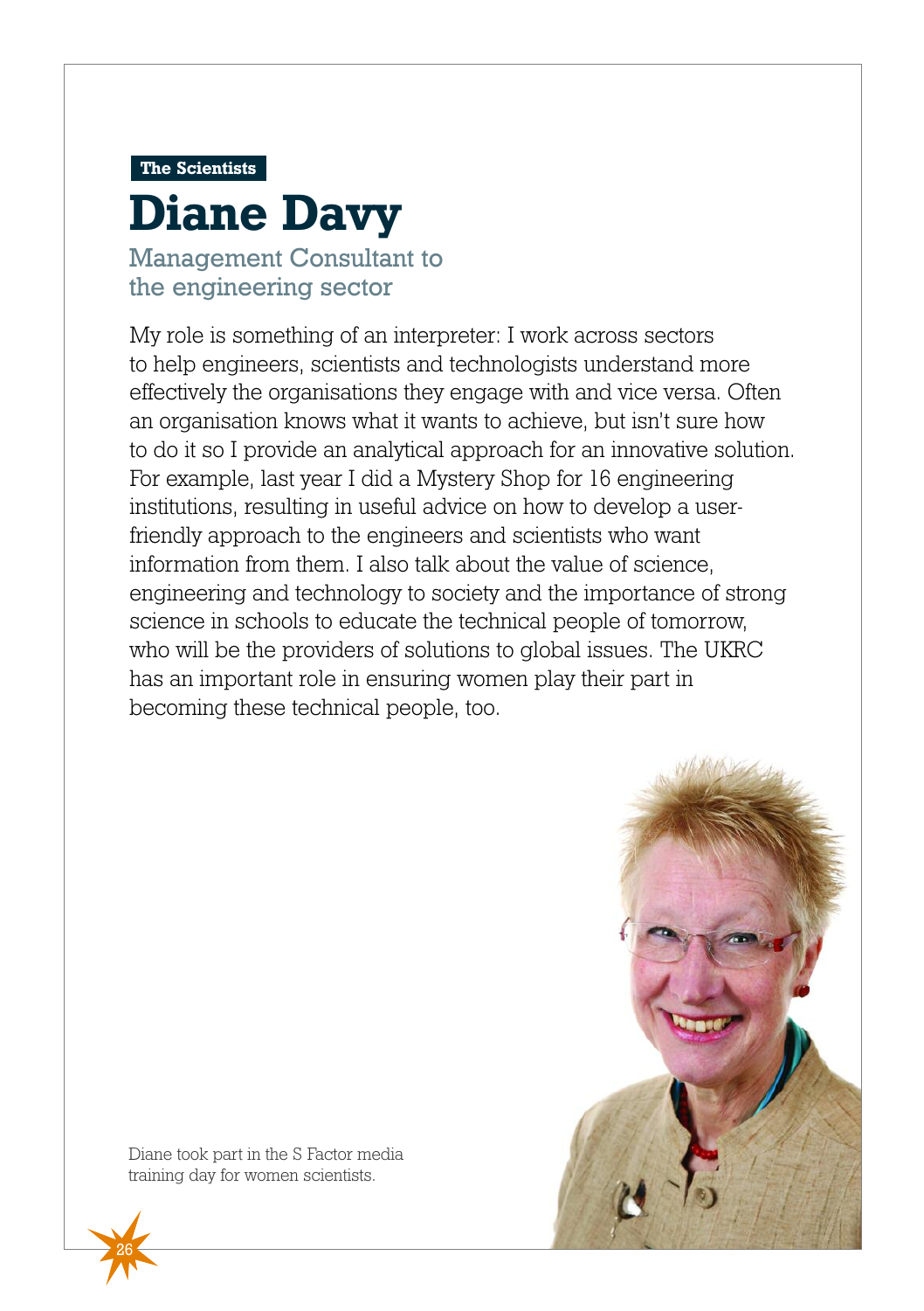The Scientists

# Diane Davy

## Management Consultant to the engineering sector

My role is something of an interpreter: I work across sectors to help engineers, scientists and technologists understand more effectively the organisations they engage with and vice versa. Often an organisation knows what it wants to achieve, but isn't sure how to do it so I provide an analytical approach for an innovative solution. For example, last year I did a Mystery Shop for 16 engineering institutions, resulting in useful advice on how to develop a user-friendly approach to the engineers and scientists who want information from them. I also talk about the value of science, engineering and technology to society and the importance of strong science in schools to educate the technical people of tomorrow, who will be the providers of solutions to global issues. The UKRC has an important role in ensuring women play their part in becoming these technical people, too.

Diane took part in the S Factor media training day for women scientists.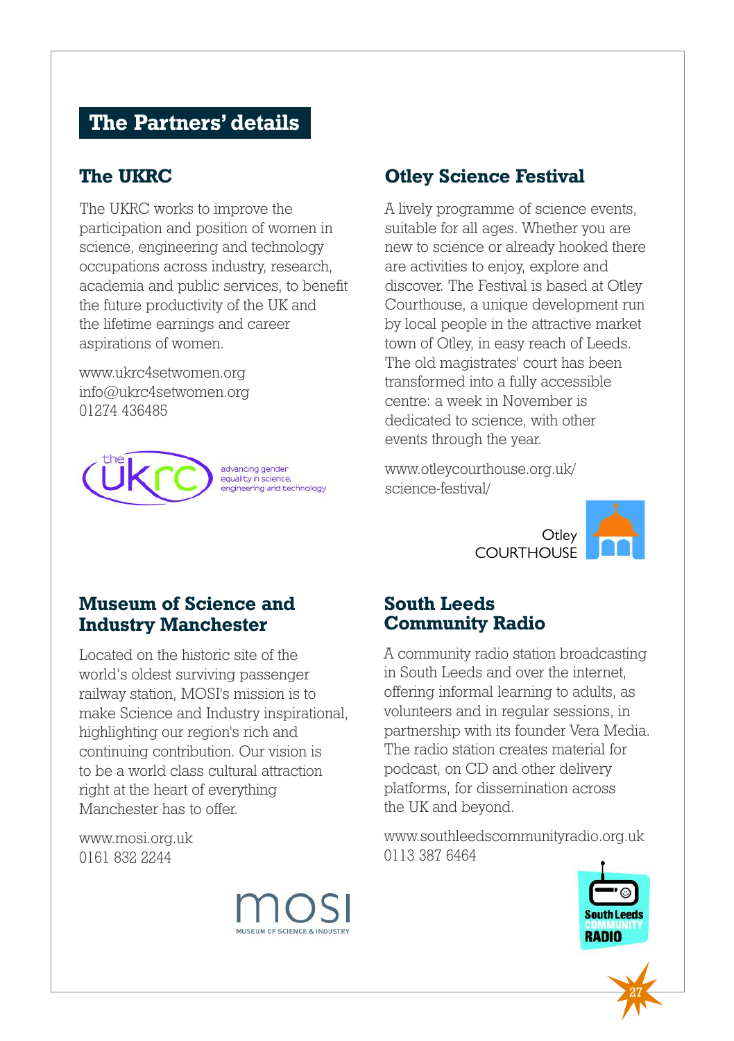# The Partners' details

## The UKRC

The UKRC works to improve the participation and position of women in science, engineering and technology occupations across industry, research, academia and public services, to benefit the future productivity of the UK and the lifetime earnings and career aspirations of women.

www.ukrc4setwomen.org
info@ukrc4setwomen.org
01274 436485

## Otley Science Festival

A lively programme of science events, suitable for all ages. Whether you are new to science or already hooked there are activities to enjoy, explore and discover. The Festival is based at Otley Courthouse, a unique development run by local people in the attractive market town of Otley, in easy reach of Leeds. The old magistrates' court has been transformed into a fully accessible centre: a week in November is dedicated to science, with other events through the year.

www.otleycourthouse.org.uk/science-festival/

## Museum of Science and Industry Manchester

Located on the historic site of the world's oldest surviving passenger railway station, MOSI's mission is to make Science and Industry inspirational, highlighting our region's rich and continuing contribution. Our vision is to be a world class cultural attraction right at the heart of everything Manchester has to offer.

www.mosi.org.uk
0161 832 2244

## South Leeds Community Radio

A community radio station broadcasting in South Leeds and over the internet, offering informal learning to adults, as volunteers and in regular sessions, in partnership with its founder Vera Media. The radio station creates material for podcast, on CD and other delivery platforms, for dissemination across the UK and beyond.

www.southleedscommunityradio.org.uk
0113 387 6464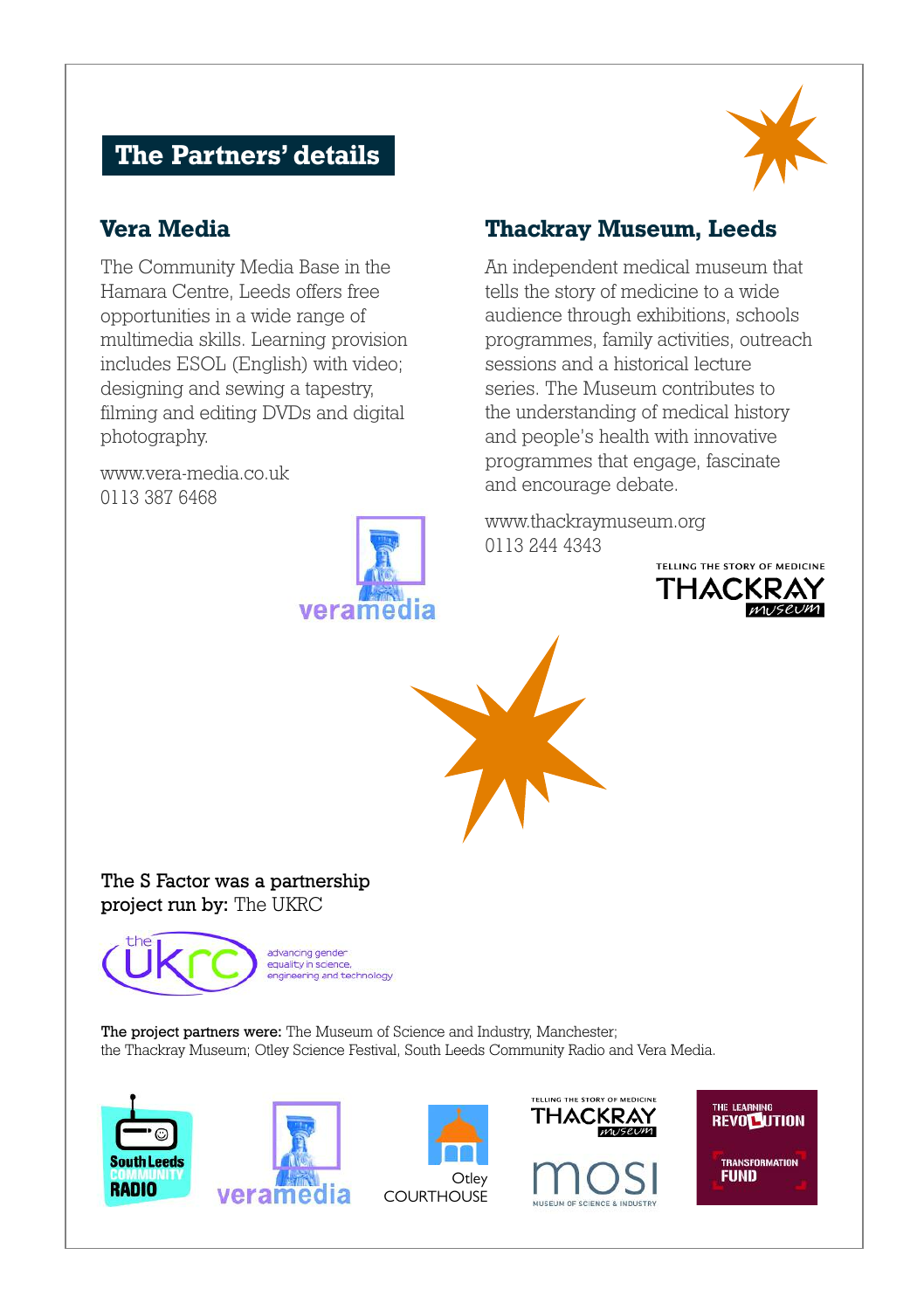## The Partners' details

### Vera Media

The Community Media Base in the Hamara Centre, Leeds offers free opportunities in a wide range of multimedia skills. Learning provision includes ESOL (English) with video; designing and sewing a tapestry, filming and editing DVDs and digital photography.

www.vera-media.co.uk
0113 387 6468

### Thackray Museum, Leeds

An independent medical museum that tells the story of medicine to a wide audience through exhibitions, schools programmes, family activities, outreach sessions and a historical lecture series. The Museum contributes to the understanding of medical history and people's health with innovative programmes that engage, fascinate and encourage debate.

www.thackraymuseum.org
0113 244 4343

**The S Factor was a partnership project run by:** The UKRC

**The project partners were:** The Museum of Science and Industry, Manchester; the Thackray Museum; Otley Science Festival, South Leeds Community Radio and Vera Media.